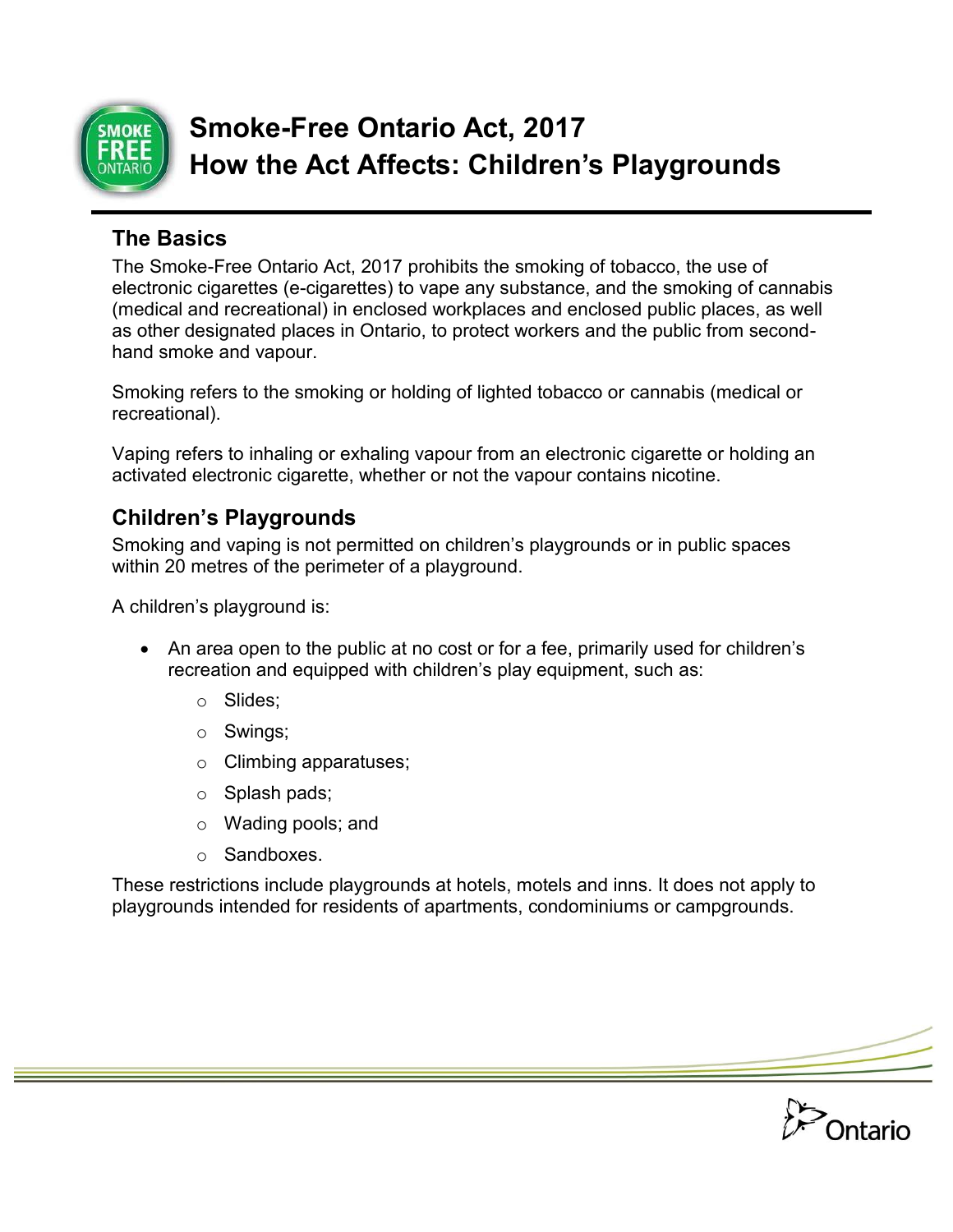# Smoke-Free Ontario Act, 2017
# How the Act Affects: Children's Playgrounds

## The Basics

The Smoke-Free Ontario Act, 2017 prohibits the smoking of tobacco, the use of electronic cigarettes (e-cigarettes) to vape any substance, and the smoking of cannabis (medical and recreational) in enclosed workplaces and enclosed public places, as well as other designated places in Ontario, to protect workers and the public from second-hand smoke and vapour.

Smoking refers to the smoking or holding of lighted tobacco or cannabis (medical or recreational).

Vaping refers to inhaling or exhaling vapour from an electronic cigarette or holding an activated electronic cigarette, whether or not the vapour contains nicotine.

## Children's Playgrounds

Smoking and vaping is not permitted on children's playgrounds or in public spaces within 20 metres of the perimeter of a playground.

A children's playground is:

- An area open to the public at no cost or for a fee, primarily used for children's recreation and equipped with children's play equipment, such as:
  - Slides;
  - Swings;
  - Climbing apparatuses;
  - Splash pads;
  - Wading pools; and
  - Sandboxes.

These restrictions include playgrounds at hotels, motels and inns. It does not apply to playgrounds intended for residents of apartments, condominiums or campgrounds.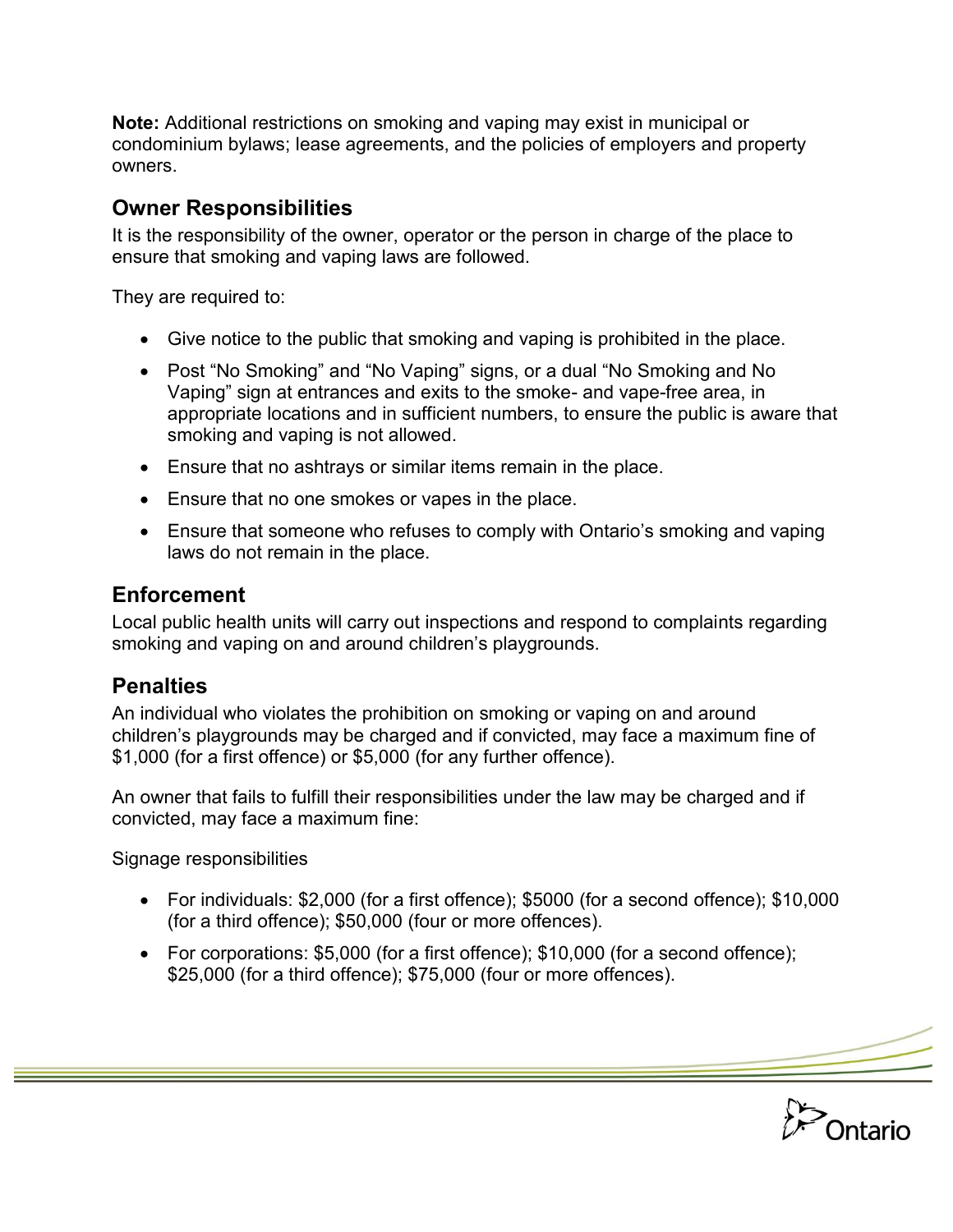**Note:** Additional restrictions on smoking and vaping may exist in municipal or condominium bylaws; lease agreements, and the policies of employers and property owners.

## Owner Responsibilities

It is the responsibility of the owner, operator or the person in charge of the place to ensure that smoking and vaping laws are followed.

They are required to:

- Give notice to the public that smoking and vaping is prohibited in the place.
- Post “No Smoking” and “No Vaping” signs, or a dual “No Smoking and No Vaping” sign at entrances and exits to the smoke- and vape-free area, in appropriate locations and in sufficient numbers, to ensure the public is aware that smoking and vaping is not allowed.
- Ensure that no ashtrays or similar items remain in the place.
- Ensure that no one smokes or vapes in the place.
- Ensure that someone who refuses to comply with Ontario’s smoking and vaping laws do not remain in the place.

## Enforcement

Local public health units will carry out inspections and respond to complaints regarding smoking and vaping on and around children’s playgrounds.

## Penalties

An individual who violates the prohibition on smoking or vaping on and around children’s playgrounds may be charged and if convicted, may face a maximum fine of $1,000 (for a first offence) or $5,000 (for any further offence).

An owner that fails to fulfill their responsibilities under the law may be charged and if convicted, may face a maximum fine:

Signage responsibilities

- For individuals: $2,000 (for a first offence); $5000 (for a second offence); $10,000 (for a third offence); $50,000 (four or more offences).
- For corporations: $5,000 (for a first offence); $10,000 (for a second offence); $25,000 (for a third offence); $75,000 (four or more offences).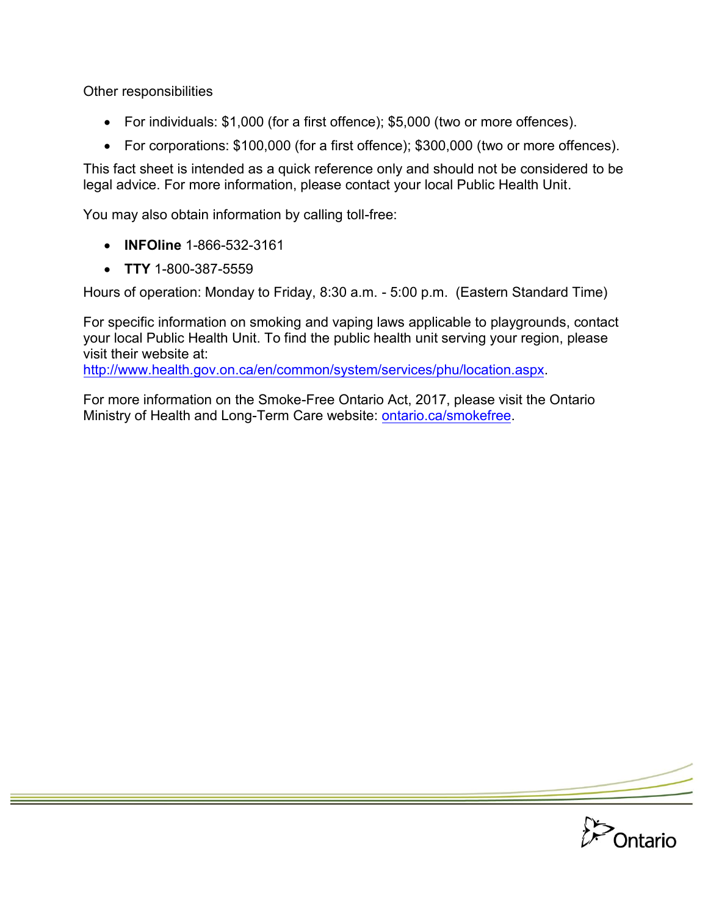Other responsibilities

- For individuals: $1,000 (for a first offence); $5,000 (two or more offences).
- For corporations: $100,000 (for a first offence); $300,000 (two or more offences).

This fact sheet is intended as a quick reference only and should not be considered to be legal advice. For more information, please contact your local Public Health Unit.

You may also obtain information by calling toll-free:

- **INFOline** 1-866-532-3161
- **TTY** 1-800-387-5559

Hours of operation: Monday to Friday, 8:30 a.m. - 5:00 p.m. (Eastern Standard Time)

For specific information on smoking and vaping laws applicable to playgrounds, contact your local Public Health Unit. To find the public health unit serving your region, please visit their website at: [http://www.health.gov.on.ca/en/common/system/services/phu/location.aspx](http://www.health.gov.on.ca/en/common/system/services/phu/location.aspx).

For more information on the Smoke-Free Ontario Act, 2017, please visit the Ontario Ministry of Health and Long-Term Care website: [ontario.ca/smokefree](ontario.ca/smokefree).